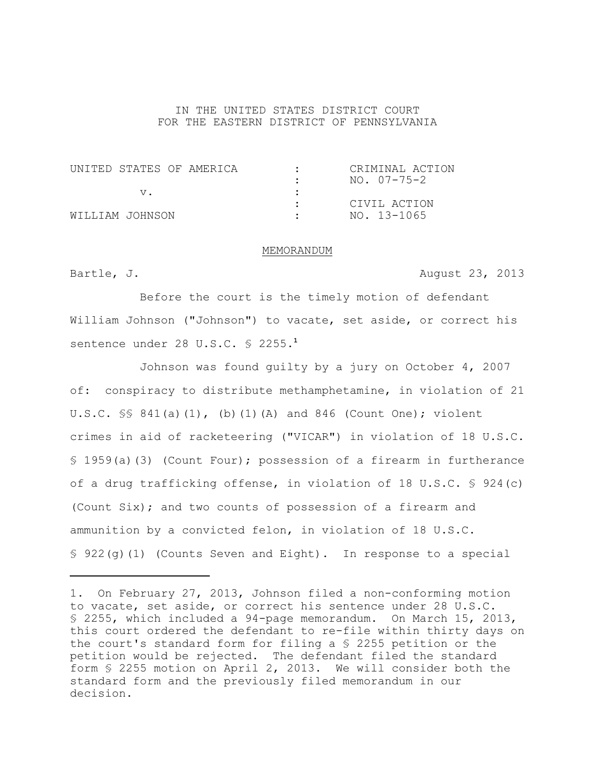IN THE UNITED STATES DISTRICT COURT
FOR THE EASTERN DISTRICT OF PENNSYLVANIA

| | | |
|---|---|---|
| UNITED STATES OF AMERICA | : | CRIMINAL ACTION |
| | : | NO. 07-75-2 |
| v. | : | |
| | : | CIVIL ACTION |
| WILLIAM JOHNSON | : | NO. 13-1065 |

MEMORANDUM

Bartle, J. August 23, 2013

Before the court is the timely motion of defendant William Johnson ("Johnson") to vacate, set aside, or correct his sentence under 28 U.S.C. § 2255.[1]

Johnson was found guilty by a jury on October 4, 2007 of: conspiracy to distribute methamphetamine, in violation of 21 U.S.C. §§ 841(a)(1), (b)(1)(A) and 846 (Count One); violent crimes in aid of racketeering ("VICAR") in violation of 18 U.S.C. § 1959(a)(3) (Count Four); possession of a firearm in furtherance of a drug trafficking offense, in violation of 18 U.S.C. § 924(c) (Count Six); and two counts of possession of a firearm and ammunition by a convicted felon, in violation of 18 U.S.C. § 922(g)(1) (Counts Seven and Eight). In response to a special

---

1. On February 27, 2013, Johnson filed a non-conforming motion to vacate, set aside, or correct his sentence under 28 U.S.C. § 2255, which included a 94-page memorandum. On March 15, 2013, this court ordered the defendant to re-file within thirty days on the court's standard form for filing a § 2255 petition or the petition would be rejected. The defendant filed the standard form § 2255 motion on April 2, 2013. We will consider both the standard form and the previously filed memorandum in our decision.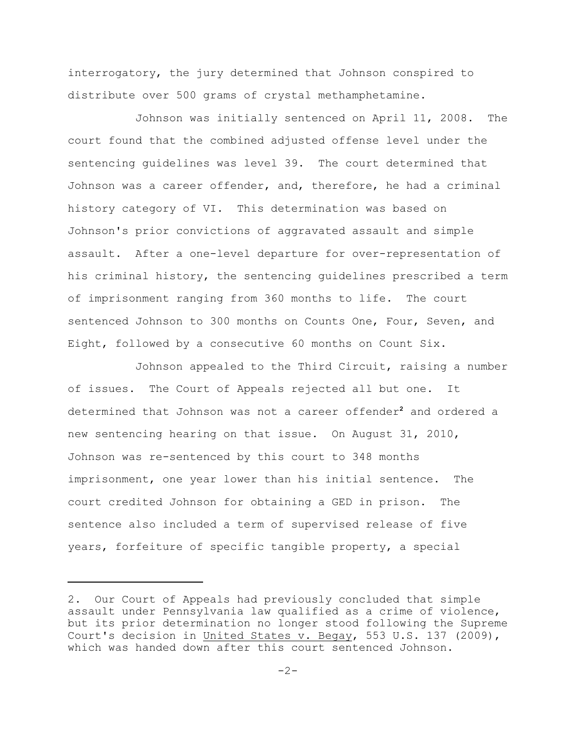interrogatory, the jury determined that Johnson conspired to distribute over 500 grams of crystal methamphetamine.

Johnson was initially sentenced on April 11, 2008. The court found that the combined adjusted offense level under the sentencing guidelines was level 39. The court determined that Johnson was a career offender, and, therefore, he had a criminal history category of VI. This determination was based on Johnson's prior convictions of aggravated assault and simple assault. After a one-level departure for over-representation of his criminal history, the sentencing guidelines prescribed a term of imprisonment ranging from 360 months to life. The court sentenced Johnson to 300 months on Counts One, Four, Seven, and Eight, followed by a consecutive 60 months on Count Six.

Johnson appealed to the Third Circuit, raising a number of issues. The Court of Appeals rejected all but one. It determined that Johnson was not a career offender[2] and ordered a new sentencing hearing on that issue. On August 31, 2010, Johnson was re-sentenced by this court to 348 months imprisonment, one year lower than his initial sentence. The court credited Johnson for obtaining a GED in prison. The sentence also included a term of supervised release of five years, forfeiture of specific tangible property, a special

---

2. Our Court of Appeals had previously concluded that simple assault under Pennsylvania law qualified as a crime of violence, but its prior determination no longer stood following the Supreme Court's decision in United States v. Begay, 553 U.S. 137 (2009), which was handed down after this court sentenced Johnson.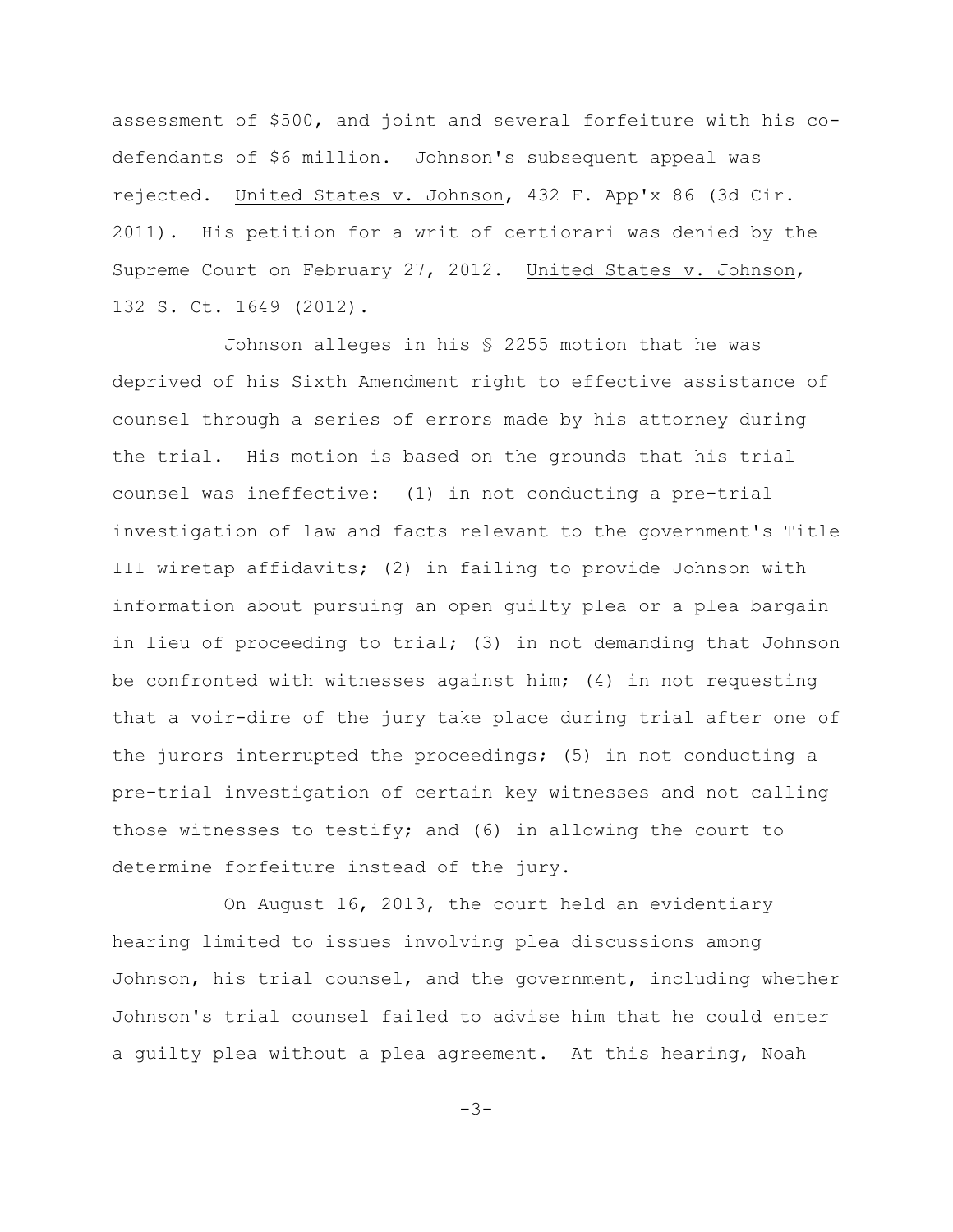assessment of $500, and joint and several forfeiture with his co-defendants of $6 million. Johnson's subsequent appeal was rejected. United States v. Johnson, 432 F. App'x 86 (3d Cir. 2011). His petition for a writ of certiorari was denied by the Supreme Court on February 27, 2012. United States v. Johnson, 132 S. Ct. 1649 (2012).

Johnson alleges in his § 2255 motion that he was deprived of his Sixth Amendment right to effective assistance of counsel through a series of errors made by his attorney during the trial. His motion is based on the grounds that his trial counsel was ineffective: (1) in not conducting a pre-trial investigation of law and facts relevant to the government's Title III wiretap affidavits; (2) in failing to provide Johnson with information about pursuing an open guilty plea or a plea bargain in lieu of proceeding to trial; (3) in not demanding that Johnson be confronted with witnesses against him; (4) in not requesting that a voir-dire of the jury take place during trial after one of the jurors interrupted the proceedings; (5) in not conducting a pre-trial investigation of certain key witnesses and not calling those witnesses to testify; and (6) in allowing the court to determine forfeiture instead of the jury.

On August 16, 2013, the court held an evidentiary hearing limited to issues involving plea discussions among Johnson, his trial counsel, and the government, including whether Johnson's trial counsel failed to advise him that he could enter a guilty plea without a plea agreement. At this hearing, Noah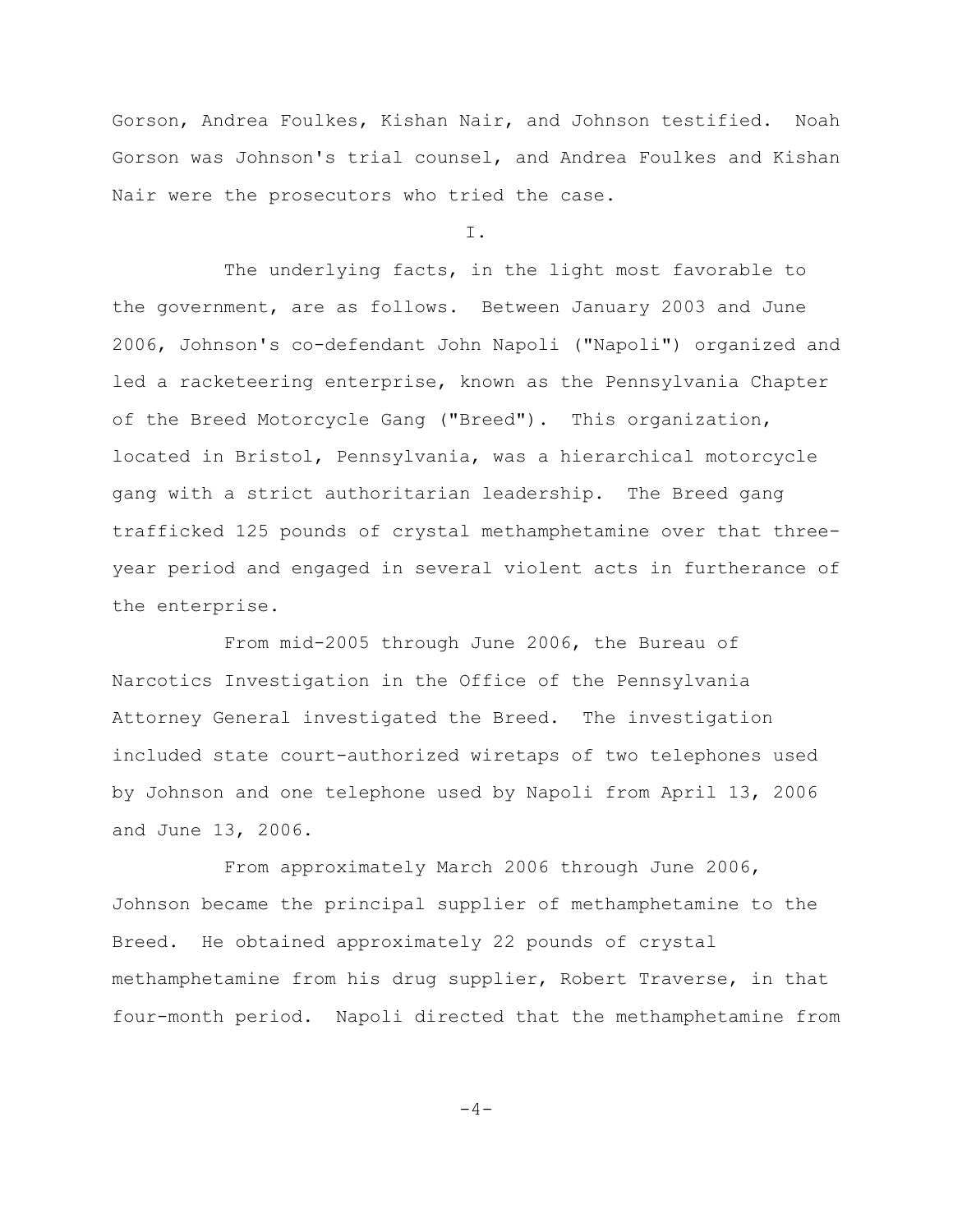Gorson, Andrea Foulkes, Kishan Nair, and Johnson testified. Noah Gorson was Johnson's trial counsel, and Andrea Foulkes and Kishan Nair were the prosecutors who tried the case.

I.

The underlying facts, in the light most favorable to the government, are as follows. Between January 2003 and June 2006, Johnson's co-defendant John Napoli ("Napoli") organized and led a racketeering enterprise, known as the Pennsylvania Chapter of the Breed Motorcycle Gang ("Breed"). This organization, located in Bristol, Pennsylvania, was a hierarchical motorcycle gang with a strict authoritarian leadership. The Breed gang trafficked 125 pounds of crystal methamphetamine over that three-year period and engaged in several violent acts in furtherance of the enterprise.

From mid-2005 through June 2006, the Bureau of Narcotics Investigation in the Office of the Pennsylvania Attorney General investigated the Breed. The investigation included state court-authorized wiretaps of two telephones used by Johnson and one telephone used by Napoli from April 13, 2006 and June 13, 2006.

From approximately March 2006 through June 2006, Johnson became the principal supplier of methamphetamine to the Breed. He obtained approximately 22 pounds of crystal methamphetamine from his drug supplier, Robert Traverse, in that four-month period. Napoli directed that the methamphetamine from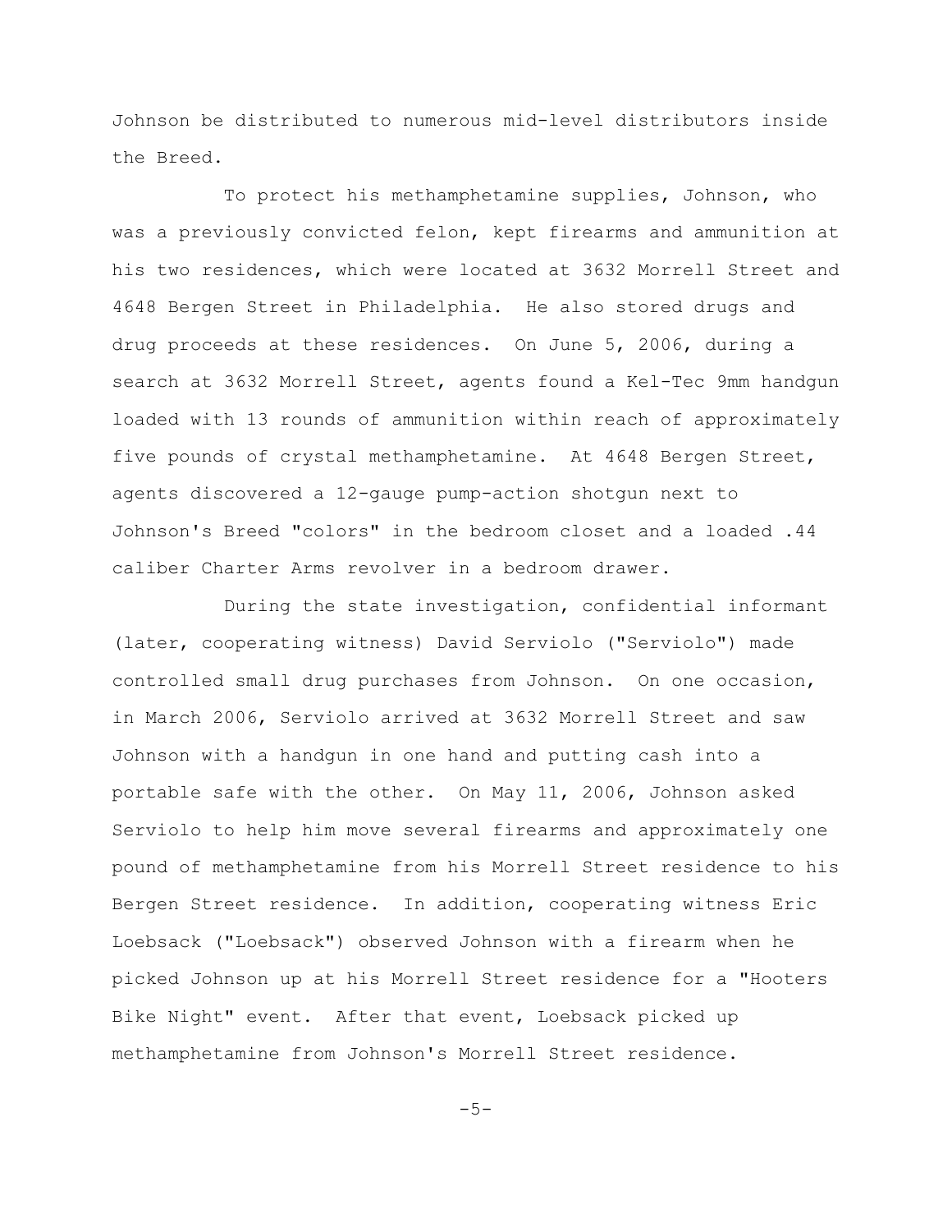Johnson be distributed to numerous mid-level distributors inside the Breed.

To protect his methamphetamine supplies, Johnson, who was a previously convicted felon, kept firearms and ammunition at his two residences, which were located at 3632 Morrell Street and 4648 Bergen Street in Philadelphia. He also stored drugs and drug proceeds at these residences. On June 5, 2006, during a search at 3632 Morrell Street, agents found a Kel-Tec 9mm handgun loaded with 13 rounds of ammunition within reach of approximately five pounds of crystal methamphetamine. At 4648 Bergen Street, agents discovered a 12-gauge pump-action shotgun next to Johnson's Breed "colors" in the bedroom closet and a loaded .44 caliber Charter Arms revolver in a bedroom drawer.

During the state investigation, confidential informant (later, cooperating witness) David Serviolo ("Serviolo") made controlled small drug purchases from Johnson. On one occasion, in March 2006, Serviolo arrived at 3632 Morrell Street and saw Johnson with a handgun in one hand and putting cash into a portable safe with the other. On May 11, 2006, Johnson asked Serviolo to help him move several firearms and approximately one pound of methamphetamine from his Morrell Street residence to his Bergen Street residence. In addition, cooperating witness Eric Loebsack ("Loebsack") observed Johnson with a firearm when he picked Johnson up at his Morrell Street residence for a "Hooters Bike Night" event. After that event, Loebsack picked up methamphetamine from Johnson's Morrell Street residence.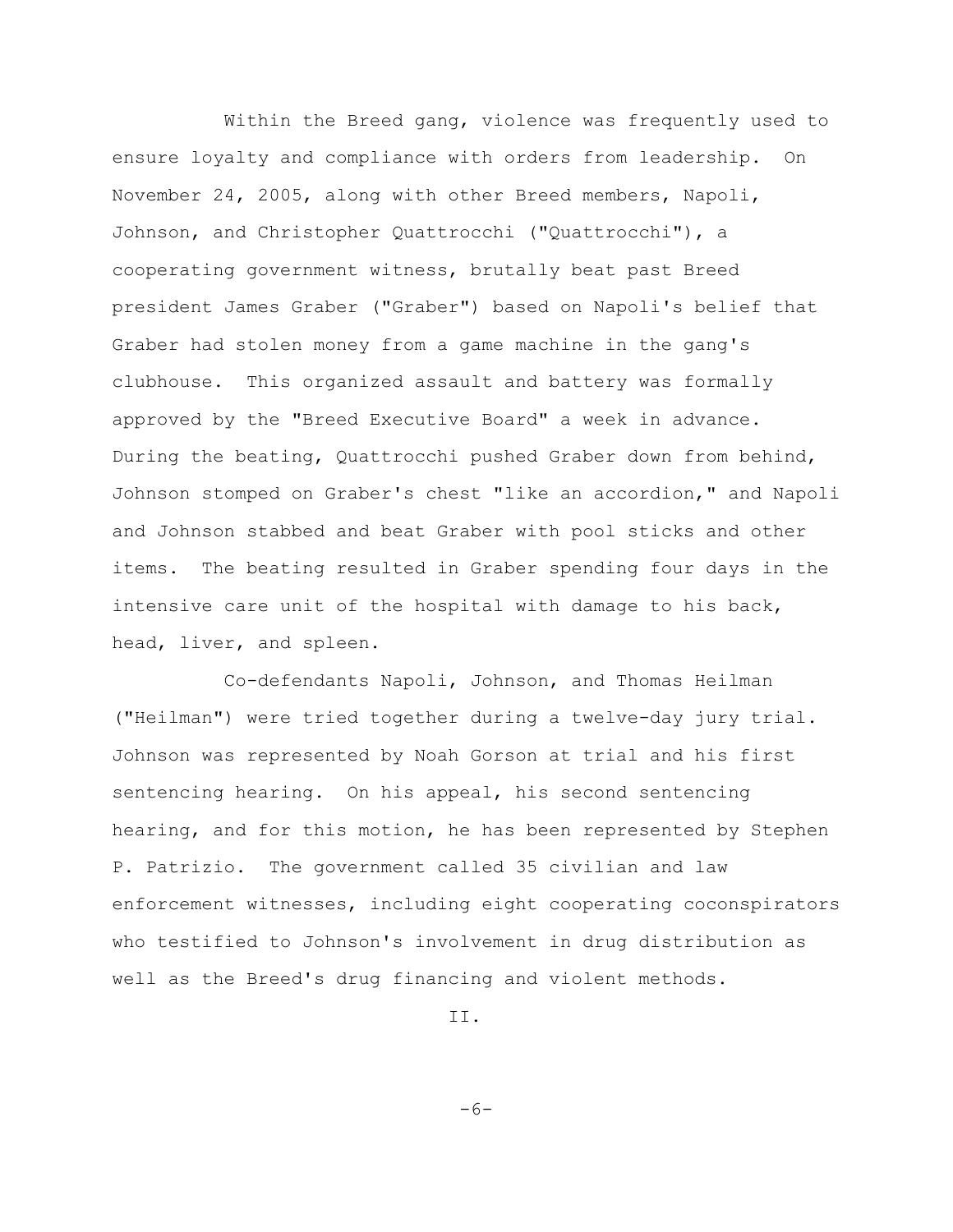Within the Breed gang, violence was frequently used to ensure loyalty and compliance with orders from leadership. On November 24, 2005, along with other Breed members, Napoli, Johnson, and Christopher Quattrocchi ("Quattrocchi"), a cooperating government witness, brutally beat past Breed president James Graber ("Graber") based on Napoli's belief that Graber had stolen money from a game machine in the gang's clubhouse. This organized assault and battery was formally approved by the "Breed Executive Board" a week in advance. During the beating, Quattrocchi pushed Graber down from behind, Johnson stomped on Graber's chest "like an accordion," and Napoli and Johnson stabbed and beat Graber with pool sticks and other items. The beating resulted in Graber spending four days in the intensive care unit of the hospital with damage to his back, head, liver, and spleen.

Co-defendants Napoli, Johnson, and Thomas Heilman ("Heilman") were tried together during a twelve-day jury trial. Johnson was represented by Noah Gorson at trial and his first sentencing hearing. On his appeal, his second sentencing hearing, and for this motion, he has been represented by Stephen P. Patrizio. The government called 35 civilian and law enforcement witnesses, including eight cooperating coconspirators who testified to Johnson's involvement in drug distribution as well as the Breed's drug financing and violent methods.

II.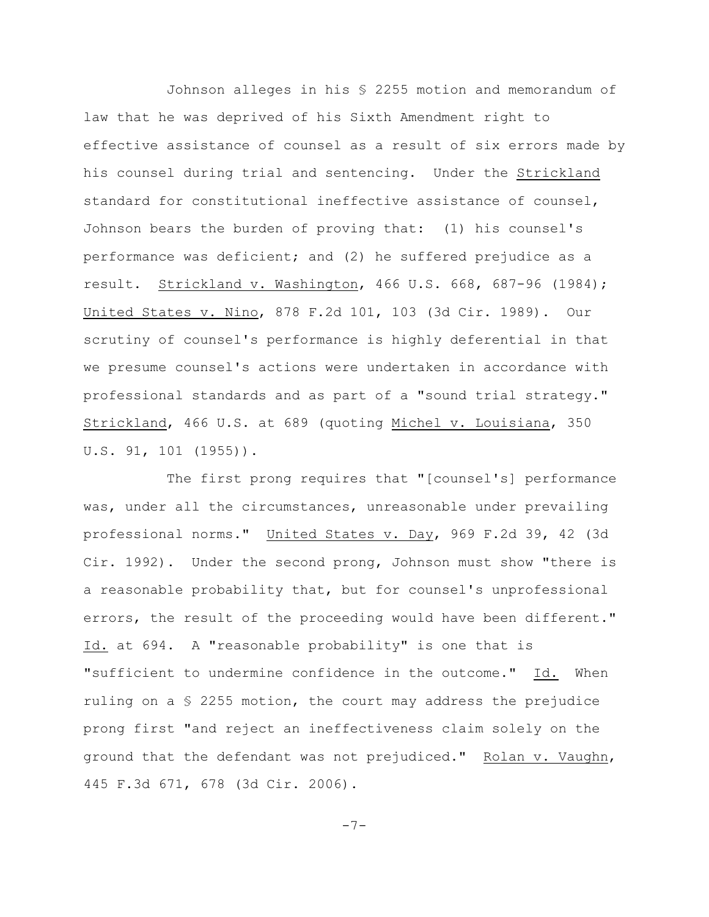Johnson alleges in his § 2255 motion and memorandum of law that he was deprived of his Sixth Amendment right to effective assistance of counsel as a result of six errors made by his counsel during trial and sentencing. Under the Strickland standard for constitutional ineffective assistance of counsel, Johnson bears the burden of proving that: (1) his counsel's performance was deficient; and (2) he suffered prejudice as a result. Strickland v. Washington, 466 U.S. 668, 687-96 (1984); United States v. Nino, 878 F.2d 101, 103 (3d Cir. 1989). Our scrutiny of counsel's performance is highly deferential in that we presume counsel's actions were undertaken in accordance with professional standards and as part of a "sound trial strategy." Strickland, 466 U.S. at 689 (quoting Michel v. Louisiana, 350 U.S. 91, 101 (1955)).

The first prong requires that "[counsel's] performance was, under all the circumstances, unreasonable under prevailing professional norms." United States v. Day, 969 F.2d 39, 42 (3d Cir. 1992). Under the second prong, Johnson must show "there is a reasonable probability that, but for counsel's unprofessional errors, the result of the proceeding would have been different." Id. at 694. A "reasonable probability" is one that is "sufficient to undermine confidence in the outcome." Id. When ruling on a § 2255 motion, the court may address the prejudice prong first "and reject an ineffectiveness claim solely on the ground that the defendant was not prejudiced." Rolan v. Vaughn, 445 F.3d 671, 678 (3d Cir. 2006).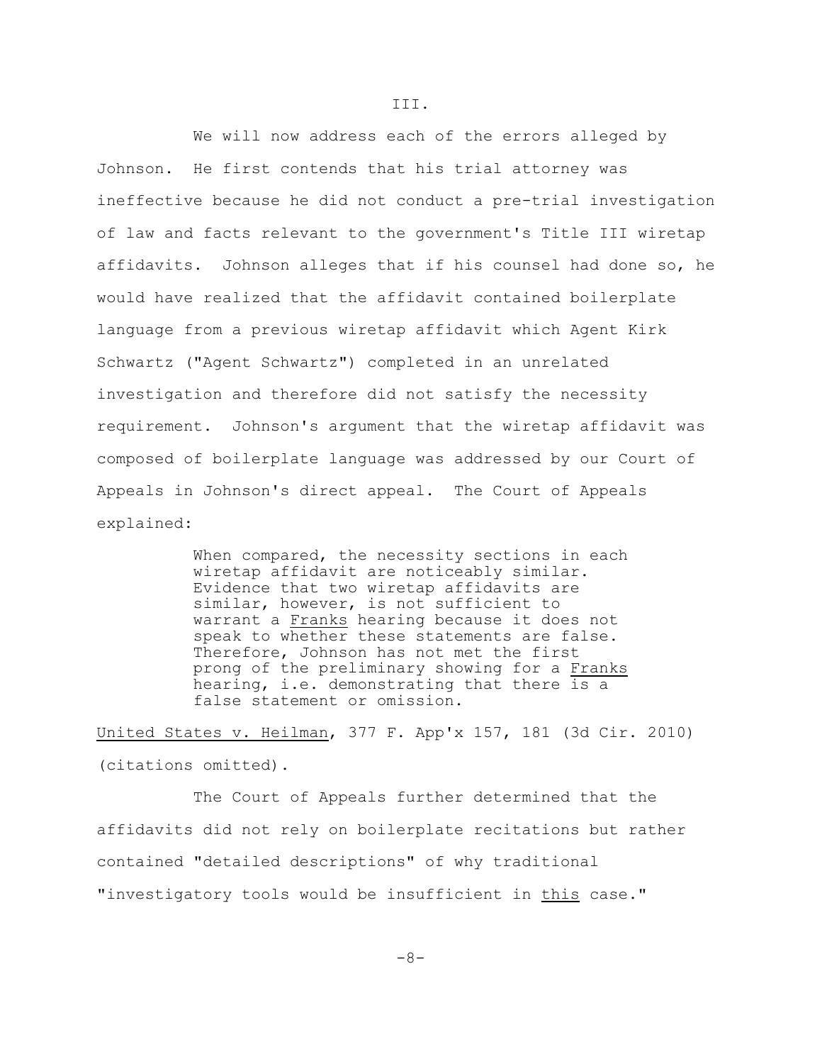III.

We will now address each of the errors alleged by Johnson. He first contends that his trial attorney was ineffective because he did not conduct a pre-trial investigation of law and facts relevant to the government's Title III wiretap affidavits. Johnson alleges that if his counsel had done so, he would have realized that the affidavit contained boilerplate language from a previous wiretap affidavit which Agent Kirk Schwartz ("Agent Schwartz") completed in an unrelated investigation and therefore did not satisfy the necessity requirement. Johnson's argument that the wiretap affidavit was composed of boilerplate language was addressed by our Court of Appeals in Johnson's direct appeal. The Court of Appeals explained:

> When compared, the necessity sections in each wiretap affidavit are noticeably similar. Evidence that two wiretap affidavits are similar, however, is not sufficient to warrant a Franks hearing because it does not speak to whether these statements are false. Therefore, Johnson has not met the first prong of the preliminary showing for a Franks hearing, i.e. demonstrating that there is a false statement or omission.

United States v. Heilman, 377 F. App'x 157, 181 (3d Cir. 2010) (citations omitted).

The Court of Appeals further determined that the affidavits did not rely on boilerplate recitations but rather contained "detailed descriptions" of why traditional "investigatory tools would be insufficient in this case."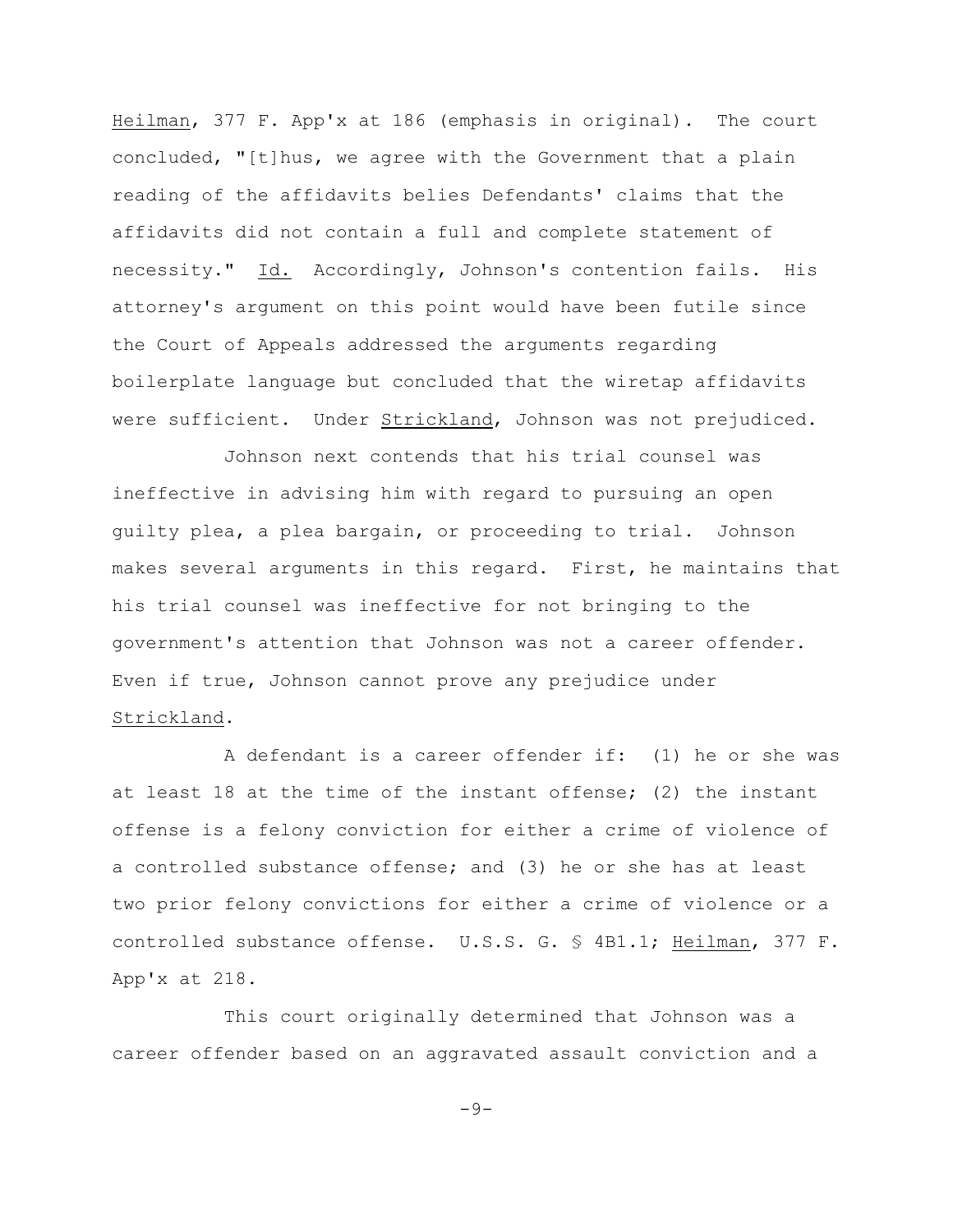Heilman, 377 F. App'x at 186 (emphasis in original). The court concluded, "[t]hus, we agree with the Government that a plain reading of the affidavits belies Defendants' claims that the affidavits did not contain a full and complete statement of necessity." Id. Accordingly, Johnson's contention fails. His attorney's argument on this point would have been futile since the Court of Appeals addressed the arguments regarding boilerplate language but concluded that the wiretap affidavits were sufficient. Under Strickland, Johnson was not prejudiced.

Johnson next contends that his trial counsel was ineffective in advising him with regard to pursuing an open guilty plea, a plea bargain, or proceeding to trial. Johnson makes several arguments in this regard. First, he maintains that his trial counsel was ineffective for not bringing to the government's attention that Johnson was not a career offender. Even if true, Johnson cannot prove any prejudice under Strickland.

A defendant is a career offender if: (1) he or she was at least 18 at the time of the instant offense; (2) the instant offense is a felony conviction for either a crime of violence of a controlled substance offense; and (3) he or she has at least two prior felony convictions for either a crime of violence or a controlled substance offense. U.S.S. G. § 4B1.1; Heilman, 377 F. App'x at 218.

This court originally determined that Johnson was a career offender based on an aggravated assault conviction and a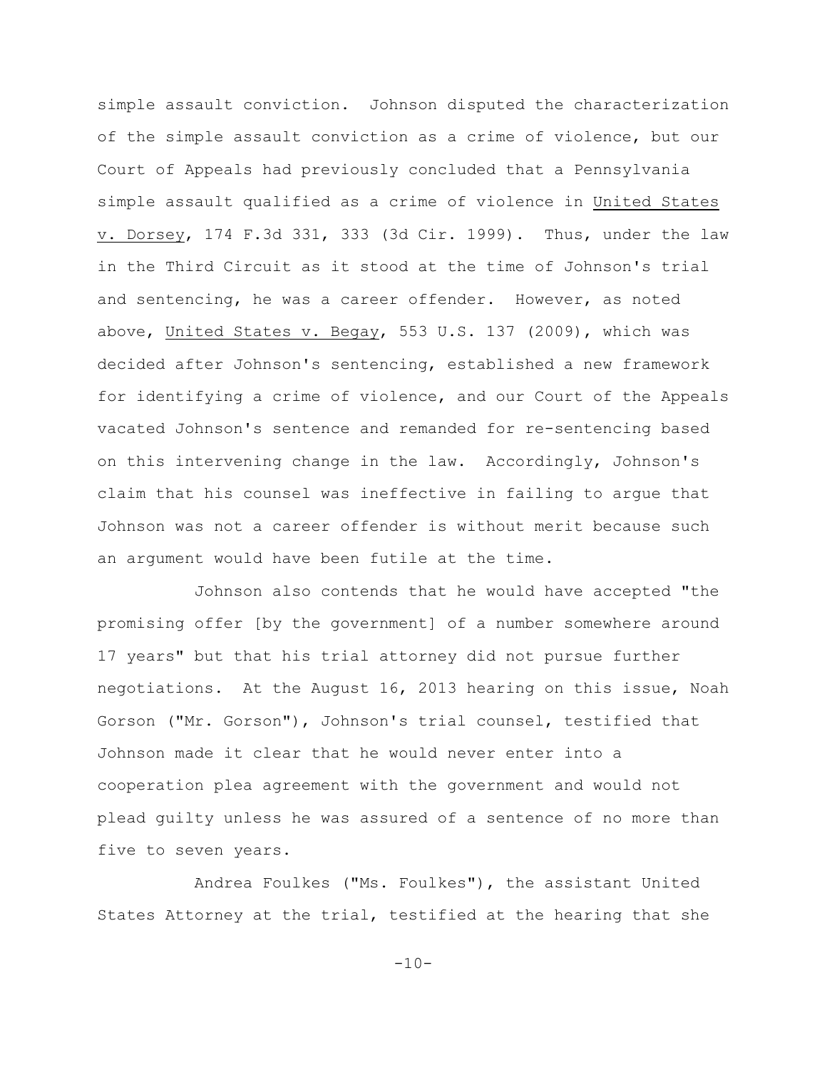simple assault conviction. Johnson disputed the characterization of the simple assault conviction as a crime of violence, but our Court of Appeals had previously concluded that a Pennsylvania simple assault qualified as a crime of violence in United States v. Dorsey, 174 F.3d 331, 333 (3d Cir. 1999). Thus, under the law in the Third Circuit as it stood at the time of Johnson's trial and sentencing, he was a career offender. However, as noted above, United States v. Begay, 553 U.S. 137 (2009), which was decided after Johnson's sentencing, established a new framework for identifying a crime of violence, and our Court of the Appeals vacated Johnson's sentence and remanded for re-sentencing based on this intervening change in the law. Accordingly, Johnson's claim that his counsel was ineffective in failing to argue that Johnson was not a career offender is without merit because such an argument would have been futile at the time.

Johnson also contends that he would have accepted "the promising offer [by the government] of a number somewhere around 17 years" but that his trial attorney did not pursue further negotiations. At the August 16, 2013 hearing on this issue, Noah Gorson ("Mr. Gorson"), Johnson's trial counsel, testified that Johnson made it clear that he would never enter into a cooperation plea agreement with the government and would not plead guilty unless he was assured of a sentence of no more than five to seven years.

Andrea Foulkes ("Ms. Foulkes"), the assistant United States Attorney at the trial, testified at the hearing that she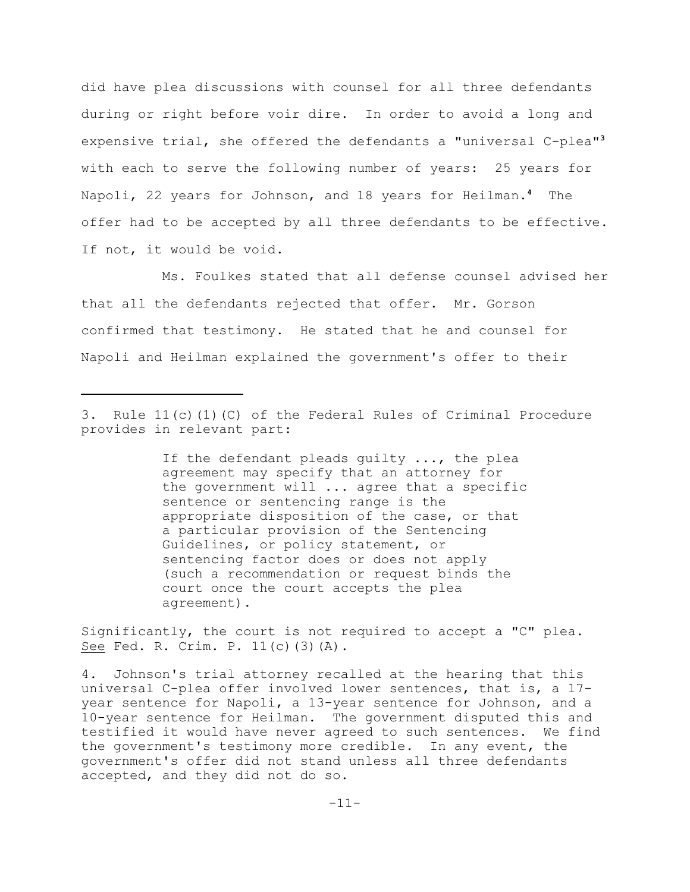did have plea discussions with counsel for all three defendants during or right before voir dire. In order to avoid a long and expensive trial, she offered the defendants a "universal C-plea"[3] with each to serve the following number of years: 25 years for Napoli, 22 years for Johnson, and 18 years for Heilman.[4] The offer had to be accepted by all three defendants to be effective. If not, it would be void.

Ms. Foulkes stated that all defense counsel advised her that all the defendants rejected that offer. Mr. Gorson confirmed that testimony. He stated that he and counsel for Napoli and Heilman explained the government's offer to their

---

3. Rule 11(c)(1)(C) of the Federal Rules of Criminal Procedure provides in relevant part:

> If the defendant pleads guilty ..., the plea agreement may specify that an attorney for the government will ... agree that a specific sentence or sentencing range is the appropriate disposition of the case, or that a particular provision of the Sentencing Guidelines, or policy statement, or sentencing factor does or does not apply (such a recommendation or request binds the court once the court accepts the plea agreement).

Significantly, the court is not required to accept a "C" plea. _See_ Fed. R. Crim. P. 11(c)(3)(A).

4. Johnson's trial attorney recalled at the hearing that this universal C-plea offer involved lower sentences, that is, a 17-year sentence for Napoli, a 13-year sentence for Johnson, and a 10-year sentence for Heilman. The government disputed this and testified it would have never agreed to such sentences. We find the government's testimony more credible. In any event, the government's offer did not stand unless all three defendants accepted, and they did not do so.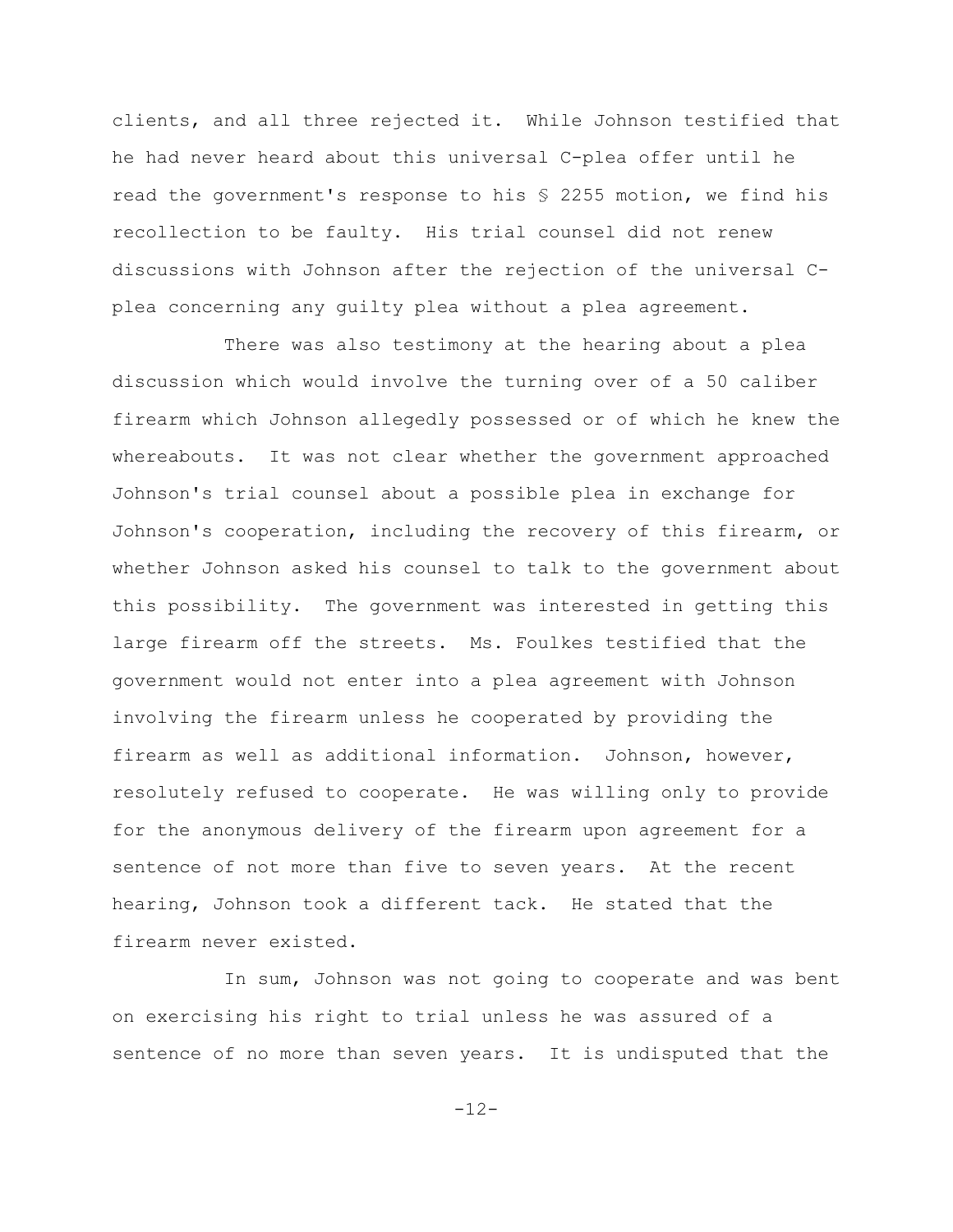clients, and all three rejected it. While Johnson testified that he had never heard about this universal C-plea offer until he read the government's response to his § 2255 motion, we find his recollection to be faulty. His trial counsel did not renew discussions with Johnson after the rejection of the universal C-plea concerning any guilty plea without a plea agreement.

There was also testimony at the hearing about a plea discussion which would involve the turning over of a 50 caliber firearm which Johnson allegedly possessed or of which he knew the whereabouts. It was not clear whether the government approached Johnson's trial counsel about a possible plea in exchange for Johnson's cooperation, including the recovery of this firearm, or whether Johnson asked his counsel to talk to the government about this possibility. The government was interested in getting this large firearm off the streets. Ms. Foulkes testified that the government would not enter into a plea agreement with Johnson involving the firearm unless he cooperated by providing the firearm as well as additional information. Johnson, however, resolutely refused to cooperate. He was willing only to provide for the anonymous delivery of the firearm upon agreement for a sentence of not more than five to seven years. At the recent hearing, Johnson took a different tack. He stated that the firearm never existed.

In sum, Johnson was not going to cooperate and was bent on exercising his right to trial unless he was assured of a sentence of no more than seven years. It is undisputed that the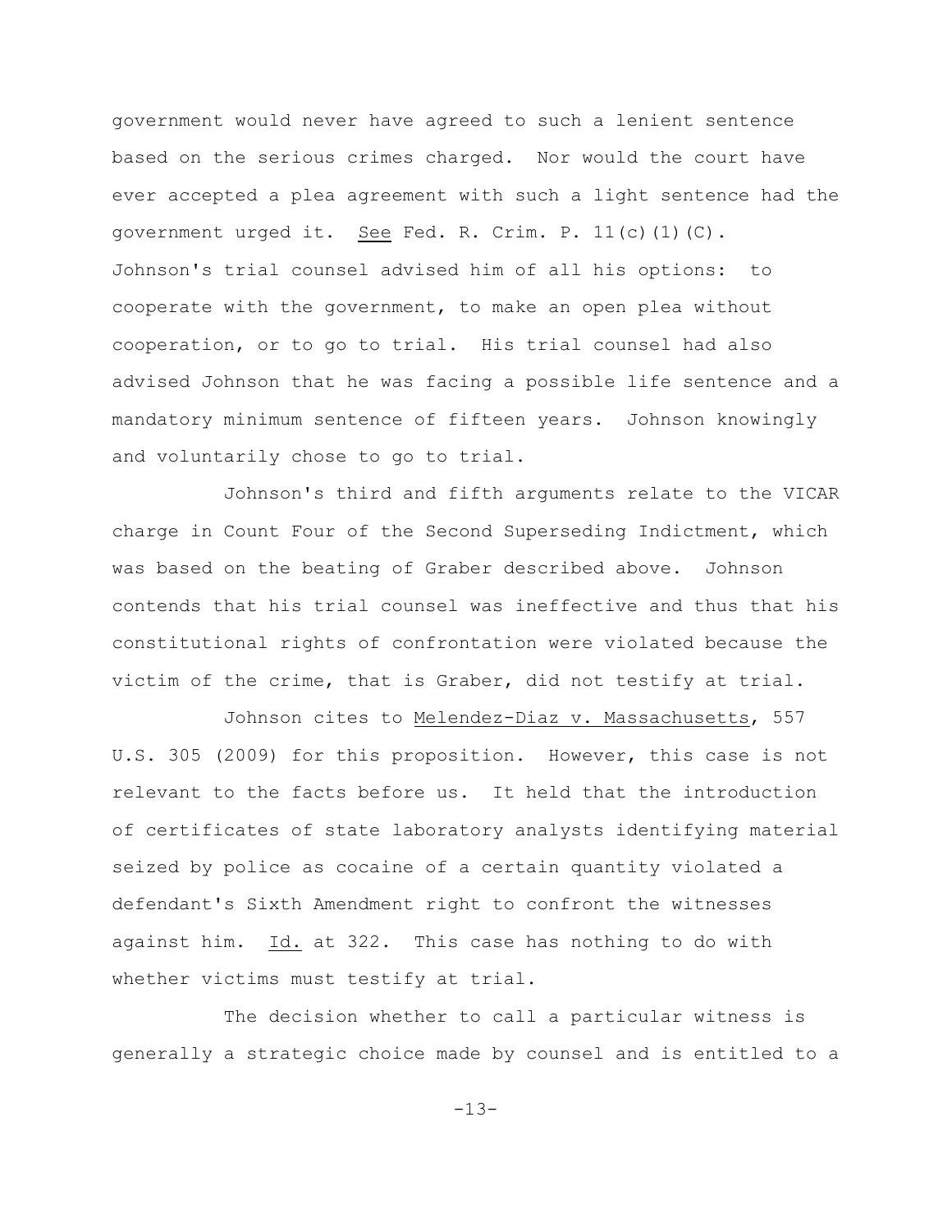government would never have agreed to such a lenient sentence based on the serious crimes charged. Nor would the court have ever accepted a plea agreement with such a light sentence had the government urged it. See Fed. R. Crim. P. 11(c)(1)(C). Johnson's trial counsel advised him of all his options: to cooperate with the government, to make an open plea without cooperation, or to go to trial. His trial counsel had also advised Johnson that he was facing a possible life sentence and a mandatory minimum sentence of fifteen years. Johnson knowingly and voluntarily chose to go to trial.

Johnson's third and fifth arguments relate to the VICAR charge in Count Four of the Second Superseding Indictment, which was based on the beating of Graber described above. Johnson contends that his trial counsel was ineffective and thus that his constitutional rights of confrontation were violated because the victim of the crime, that is Graber, did not testify at trial.

Johnson cites to Melendez-Diaz v. Massachusetts, 557 U.S. 305 (2009) for this proposition. However, this case is not relevant to the facts before us. It held that the introduction of certificates of state laboratory analysts identifying material seized by police as cocaine of a certain quantity violated a defendant's Sixth Amendment right to confront the witnesses against him. Id. at 322. This case has nothing to do with whether victims must testify at trial.

The decision whether to call a particular witness is generally a strategic choice made by counsel and is entitled to a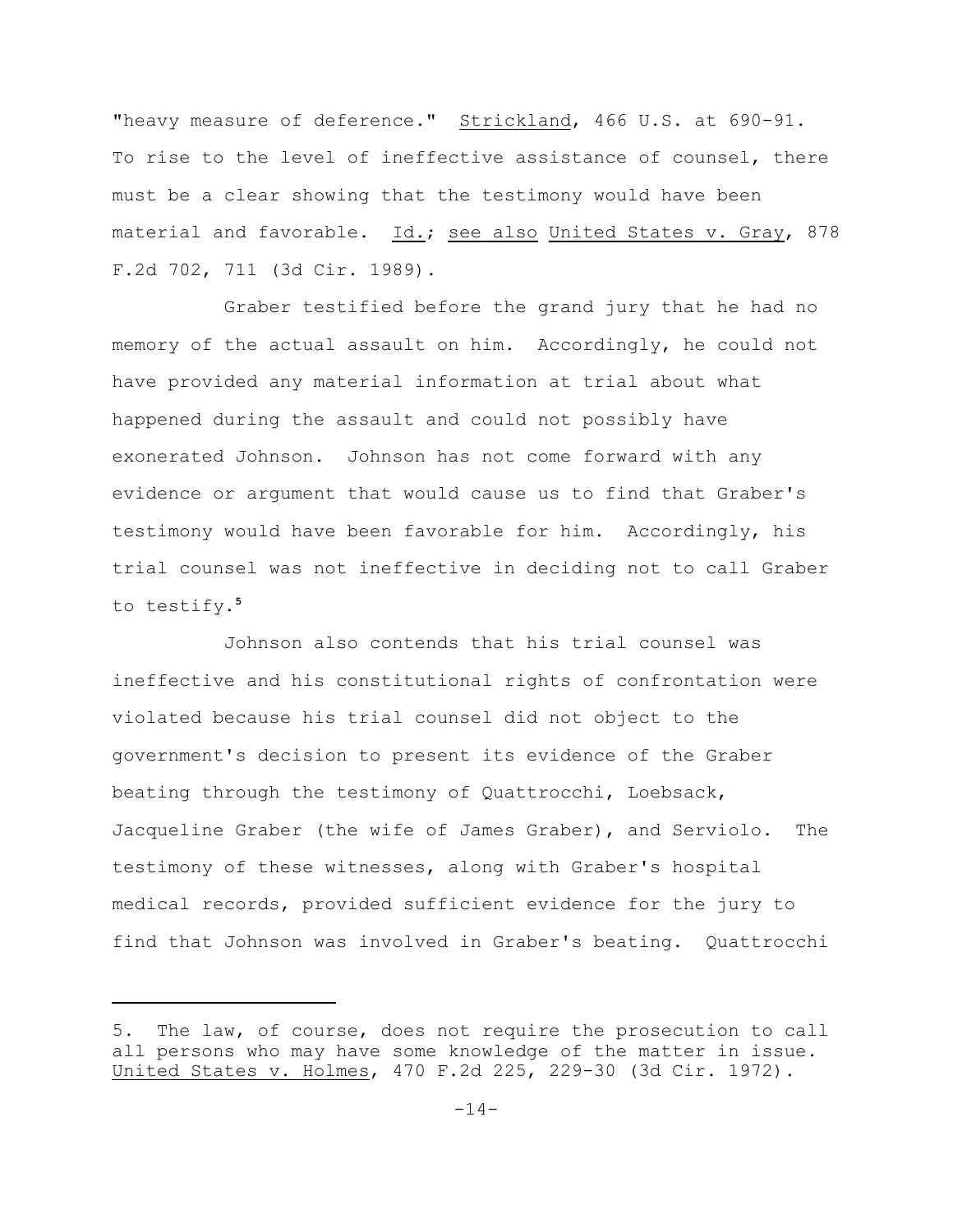"heavy measure of deference." Strickland, 466 U.S. at 690-91. To rise to the level of ineffective assistance of counsel, there must be a clear showing that the testimony would have been material and favorable. Id.; see also United States v. Gray, 878 F.2d 702, 711 (3d Cir. 1989).

Graber testified before the grand jury that he had no memory of the actual assault on him. Accordingly, he could not have provided any material information at trial about what happened during the assault and could not possibly have exonerated Johnson. Johnson has not come forward with any evidence or argument that would cause us to find that Graber's testimony would have been favorable for him. Accordingly, his trial counsel was not ineffective in deciding not to call Graber to testify.[5]

Johnson also contends that his trial counsel was ineffective and his constitutional rights of confrontation were violated because his trial counsel did not object to the government's decision to present its evidence of the Graber beating through the testimony of Quattrocchi, Loebsack, Jacqueline Graber (the wife of James Graber), and Serviolo. The testimony of these witnesses, along with Graber's hospital medical records, provided sufficient evidence for the jury to find that Johnson was involved in Graber's beating. Quattrocchi

---

5. The law, of course, does not require the prosecution to call all persons who may have some knowledge of the matter in issue. United States v. Holmes, 470 F.2d 225, 229-30 (3d Cir. 1972).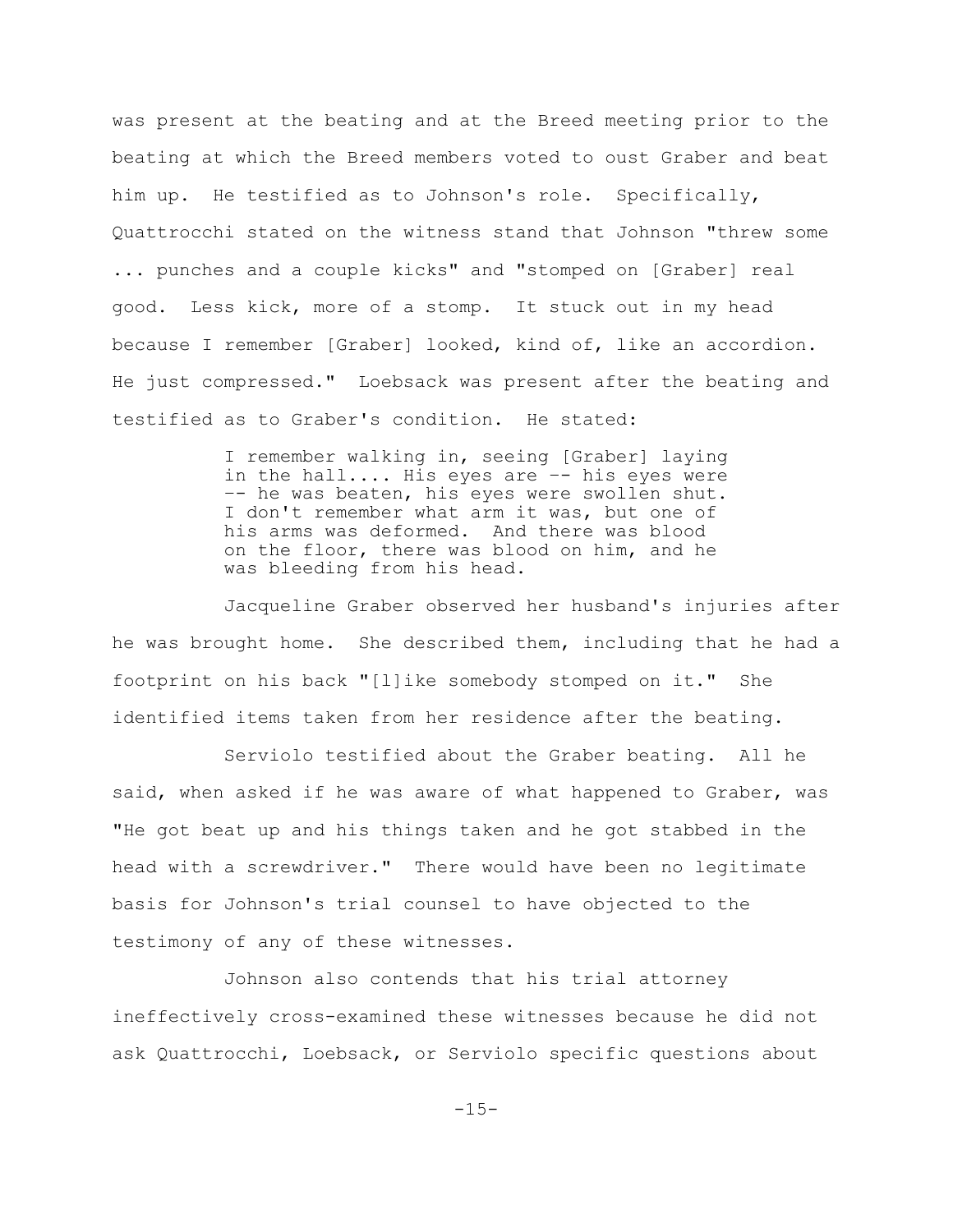was present at the beating and at the Breed meeting prior to the beating at which the Breed members voted to oust Graber and beat him up. He testified as to Johnson's role. Specifically, Quattrocchi stated on the witness stand that Johnson "threw some ... punches and a couple kicks" and "stomped on [Graber] real good. Less kick, more of a stomp. It stuck out in my head because I remember [Graber] looked, kind of, like an accordion. He just compressed." Loebsack was present after the beating and testified as to Graber's condition. He stated:

> I remember walking in, seeing [Graber] laying in the hall.... His eyes are -- his eyes were -- he was beaten, his eyes were swollen shut. I don't remember what arm it was, but one of his arms was deformed. And there was blood on the floor, there was blood on him, and he was bleeding from his head.

Jacqueline Graber observed her husband's injuries after he was brought home. She described them, including that he had a footprint on his back "[l]ike somebody stomped on it." She identified items taken from her residence after the beating.

Serviolo testified about the Graber beating. All he said, when asked if he was aware of what happened to Graber, was "He got beat up and his things taken and he got stabbed in the head with a screwdriver." There would have been no legitimate basis for Johnson's trial counsel to have objected to the testimony of any of these witnesses.

Johnson also contends that his trial attorney ineffectively cross-examined these witnesses because he did not ask Quattrocchi, Loebsack, or Serviolo specific questions about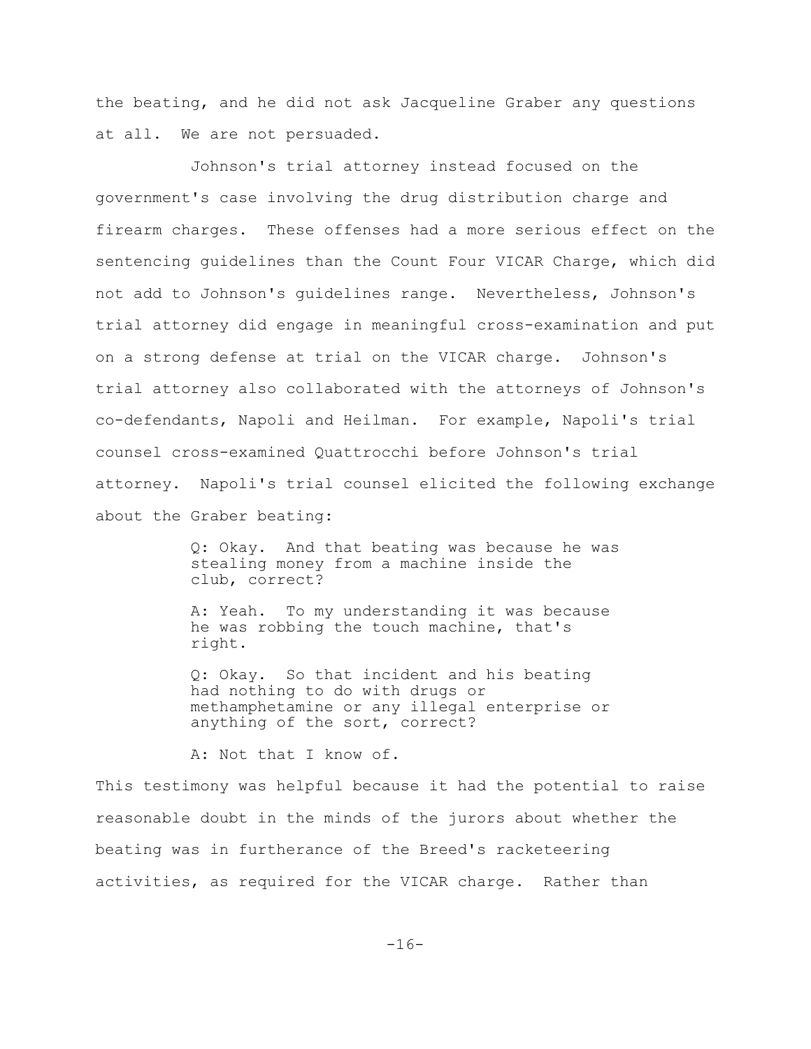the beating, and he did not ask Jacqueline Graber any questions at all. We are not persuaded.

Johnson's trial attorney instead focused on the government's case involving the drug distribution charge and firearm charges. These offenses had a more serious effect on the sentencing guidelines than the Count Four VICAR Charge, which did not add to Johnson's guidelines range. Nevertheless, Johnson's trial attorney did engage in meaningful cross-examination and put on a strong defense at trial on the VICAR charge. Johnson's trial attorney also collaborated with the attorneys of Johnson's co-defendants, Napoli and Heilman. For example, Napoli's trial counsel cross-examined Quattrocchi before Johnson's trial attorney. Napoli's trial counsel elicited the following exchange about the Graber beating:

> Q: Okay. And that beating was because he was stealing money from a machine inside the club, correct?
>
> A: Yeah. To my understanding it was because he was robbing the touch machine, that's right.
>
> Q: Okay. So that incident and his beating had nothing to do with drugs or methamphetamine or any illegal enterprise or anything of the sort, correct?
>
> A: Not that I know of.

This testimony was helpful because it had the potential to raise reasonable doubt in the minds of the jurors about whether the beating was in furtherance of the Breed's racketeering activities, as required for the VICAR charge. Rather than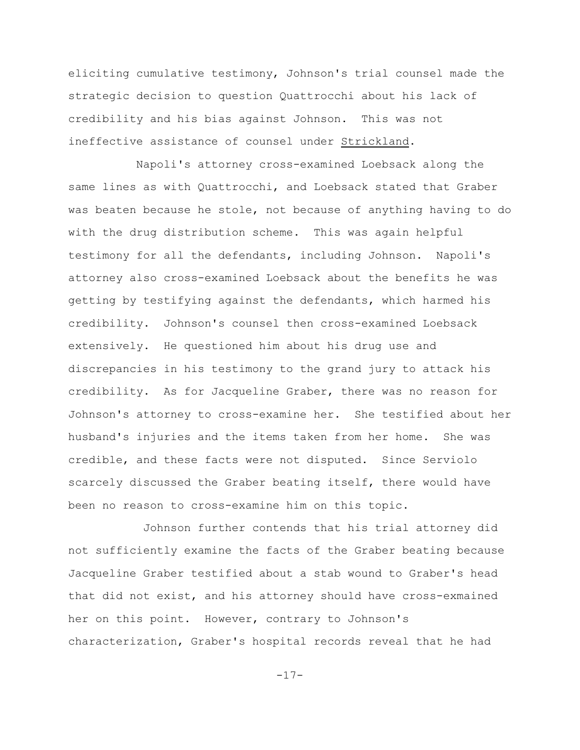eliciting cumulative testimony, Johnson's trial counsel made the strategic decision to question Quattrocchi about his lack of credibility and his bias against Johnson. This was not ineffective assistance of counsel under Strickland.

Napoli's attorney cross-examined Loebsack along the same lines as with Quattrocchi, and Loebsack stated that Graber was beaten because he stole, not because of anything having to do with the drug distribution scheme. This was again helpful testimony for all the defendants, including Johnson. Napoli's attorney also cross-examined Loebsack about the benefits he was getting by testifying against the defendants, which harmed his credibility. Johnson's counsel then cross-examined Loebsack extensively. He questioned him about his drug use and discrepancies in his testimony to the grand jury to attack his credibility. As for Jacqueline Graber, there was no reason for Johnson's attorney to cross-examine her. She testified about her husband's injuries and the items taken from her home. She was credible, and these facts were not disputed. Since Serviolo scarcely discussed the Graber beating itself, there would have been no reason to cross-examine him on this topic.

Johnson further contends that his trial attorney did not sufficiently examine the facts of the Graber beating because Jacqueline Graber testified about a stab wound to Graber's head that did not exist, and his attorney should have cross-exmained her on this point. However, contrary to Johnson's characterization, Graber's hospital records reveal that he had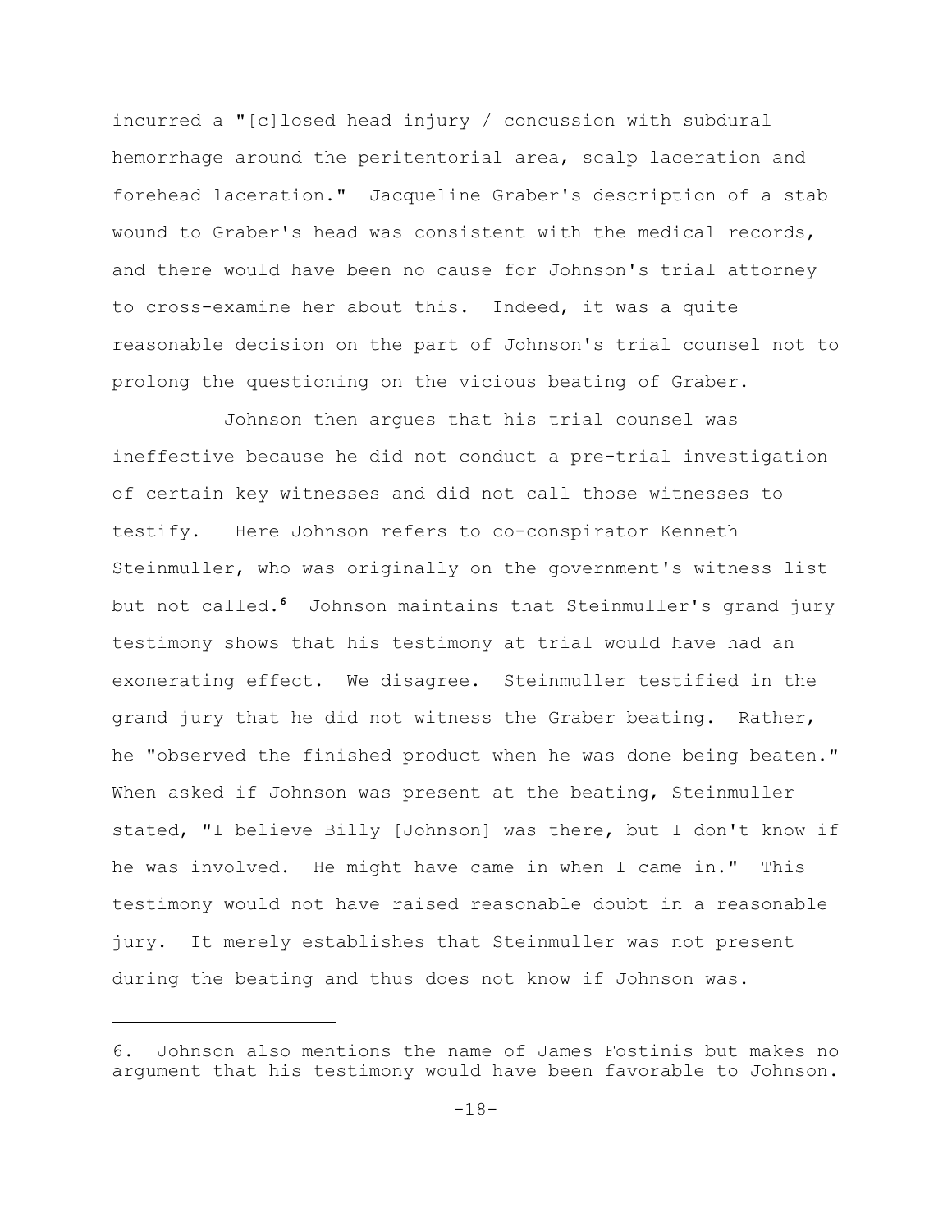incurred a "[c]losed head injury / concussion with subdural hemorrhage around the peritentorial area, scalp laceration and forehead laceration." Jacqueline Graber's description of a stab wound to Graber's head was consistent with the medical records, and there would have been no cause for Johnson's trial attorney to cross-examine her about this. Indeed, it was a quite reasonable decision on the part of Johnson's trial counsel not to prolong the questioning on the vicious beating of Graber.

Johnson then argues that his trial counsel was ineffective because he did not conduct a pre-trial investigation of certain key witnesses and did not call those witnesses to testify. Here Johnson refers to co-conspirator Kenneth Steinmuller, who was originally on the government's witness list but not called.[6] Johnson maintains that Steinmuller's grand jury testimony shows that his testimony at trial would have had an exonerating effect. We disagree. Steinmuller testified in the grand jury that he did not witness the Graber beating. Rather, he "observed the finished product when he was done being beaten." When asked if Johnson was present at the beating, Steinmuller stated, "I believe Billy [Johnson] was there, but I don't know if he was involved. He might have came in when I came in." This testimony would not have raised reasonable doubt in a reasonable jury. It merely establishes that Steinmuller was not present during the beating and thus does not know if Johnson was.

---

6. Johnson also mentions the name of James Fostinis but makes no argument that his testimony would have been favorable to Johnson.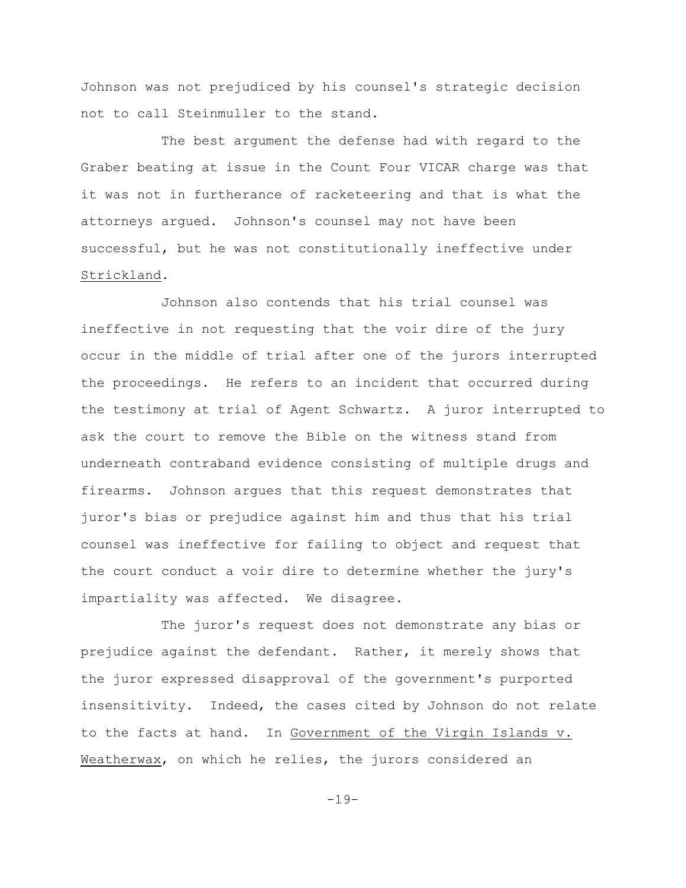Johnson was not prejudiced by his counsel's strategic decision not to call Steinmuller to the stand.

The best argument the defense had with regard to the Graber beating at issue in the Count Four VICAR charge was that it was not in furtherance of racketeering and that is what the attorneys argued. Johnson's counsel may not have been successful, but he was not constitutionally ineffective under Strickland.

Johnson also contends that his trial counsel was ineffective in not requesting that the voir dire of the jury occur in the middle of trial after one of the jurors interrupted the proceedings. He refers to an incident that occurred during the testimony at trial of Agent Schwartz. A juror interrupted to ask the court to remove the Bible on the witness stand from underneath contraband evidence consisting of multiple drugs and firearms. Johnson argues that this request demonstrates that juror's bias or prejudice against him and thus that his trial counsel was ineffective for failing to object and request that the court conduct a voir dire to determine whether the jury's impartiality was affected. We disagree.

The juror's request does not demonstrate any bias or prejudice against the defendant. Rather, it merely shows that the juror expressed disapproval of the government's purported insensitivity. Indeed, the cases cited by Johnson do not relate to the facts at hand. In Government of the Virgin Islands v. Weatherwax, on which he relies, the jurors considered an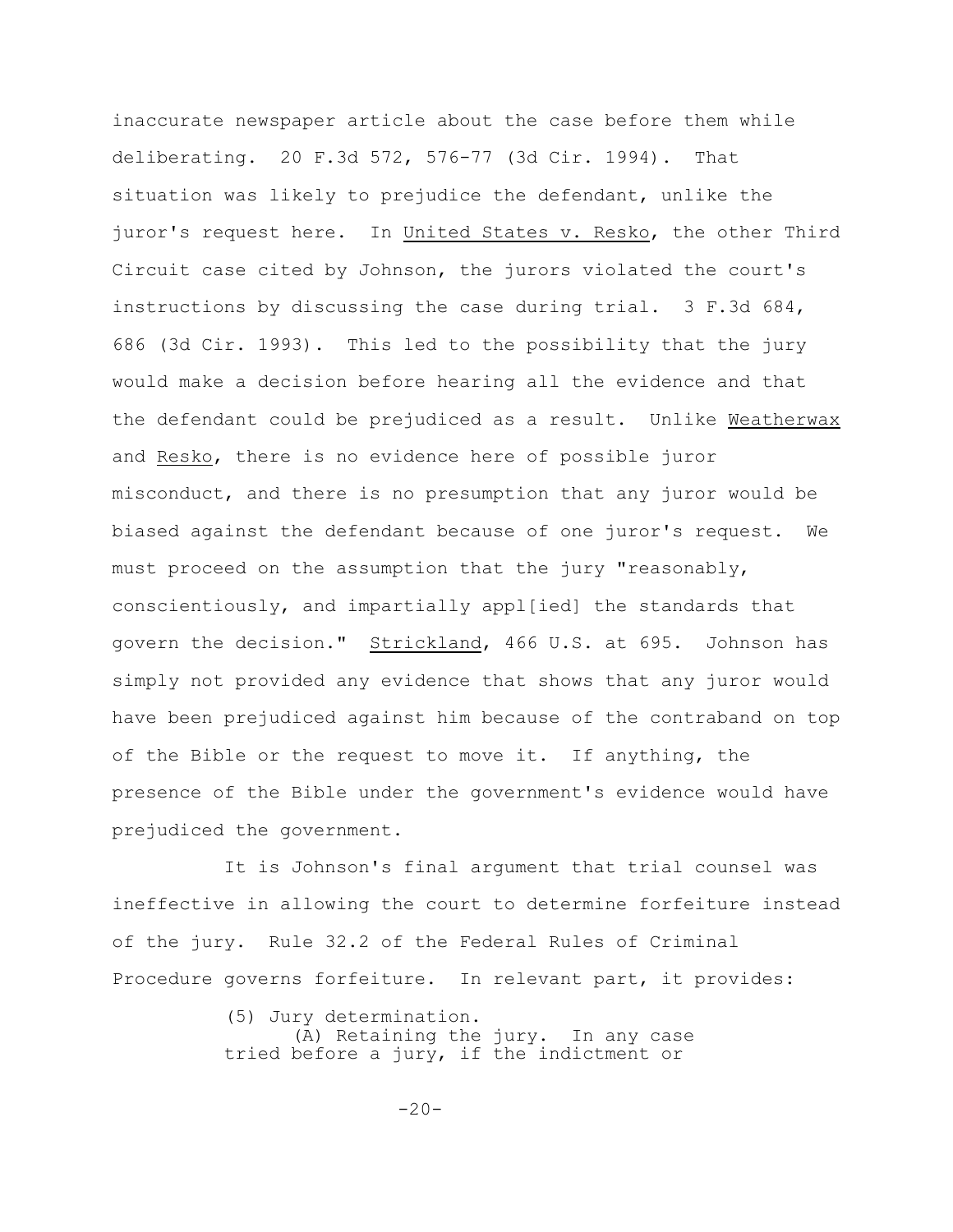inaccurate newspaper article about the case before them while deliberating. 20 F.3d 572, 576-77 (3d Cir. 1994). That situation was likely to prejudice the defendant, unlike the juror's request here. In United States v. Resko, the other Third Circuit case cited by Johnson, the jurors violated the court's instructions by discussing the case during trial. 3 F.3d 684, 686 (3d Cir. 1993). This led to the possibility that the jury would make a decision before hearing all the evidence and that the defendant could be prejudiced as a result. Unlike Weatherwax and Resko, there is no evidence here of possible juror misconduct, and there is no presumption that any juror would be biased against the defendant because of one juror's request. We must proceed on the assumption that the jury "reasonably, conscientiously, and impartially appl[ied] the standards that govern the decision." Strickland, 466 U.S. at 695. Johnson has simply not provided any evidence that shows that any juror would have been prejudiced against him because of the contraband on top of the Bible or the request to move it. If anything, the presence of the Bible under the government's evidence would have prejudiced the government.

It is Johnson's final argument that trial counsel was ineffective in allowing the court to determine forfeiture instead of the jury. Rule 32.2 of the Federal Rules of Criminal Procedure governs forfeiture. In relevant part, it provides:

> (5) Jury determination.
> (A) Retaining the jury. In any case tried before a jury, if the indictment or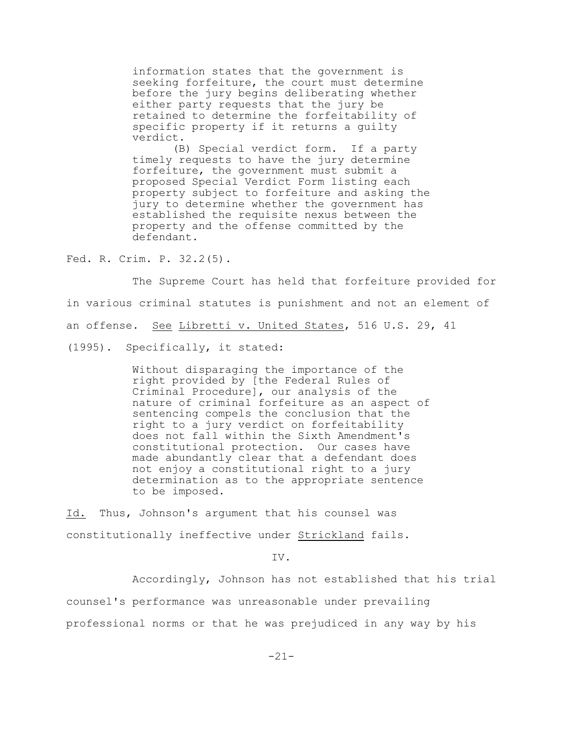> information states that the government is seeking forfeiture, the court must determine before the jury begins deliberating whether either party requests that the jury be retained to determine the forfeitability of specific property if it returns a guilty verdict.
>
> (B) Special verdict form. If a party timely requests to have the jury determine forfeiture, the government must submit a proposed Special Verdict Form listing each property subject to forfeiture and asking the jury to determine whether the government has established the requisite nexus between the property and the offense committed by the defendant.

Fed. R. Crim. P. 32.2(5).

The Supreme Court has held that forfeiture provided for in various criminal statutes is punishment and not an element of an offense. See Libretti v. United States, 516 U.S. 29, 41 (1995). Specifically, it stated:

> Without disparaging the importance of the right provided by [the Federal Rules of Criminal Procedure], our analysis of the nature of criminal forfeiture as an aspect of sentencing compels the conclusion that the right to a jury verdict on forfeitability does not fall within the Sixth Amendment's constitutional protection. Our cases have made abundantly clear that a defendant does not enjoy a constitutional right to a jury determination as to the appropriate sentence to be imposed.

Id. Thus, Johnson's argument that his counsel was constitutionally ineffective under Strickland fails.

IV.

Accordingly, Johnson has not established that his trial counsel's performance was unreasonable under prevailing professional norms or that he was prejudiced in any way by his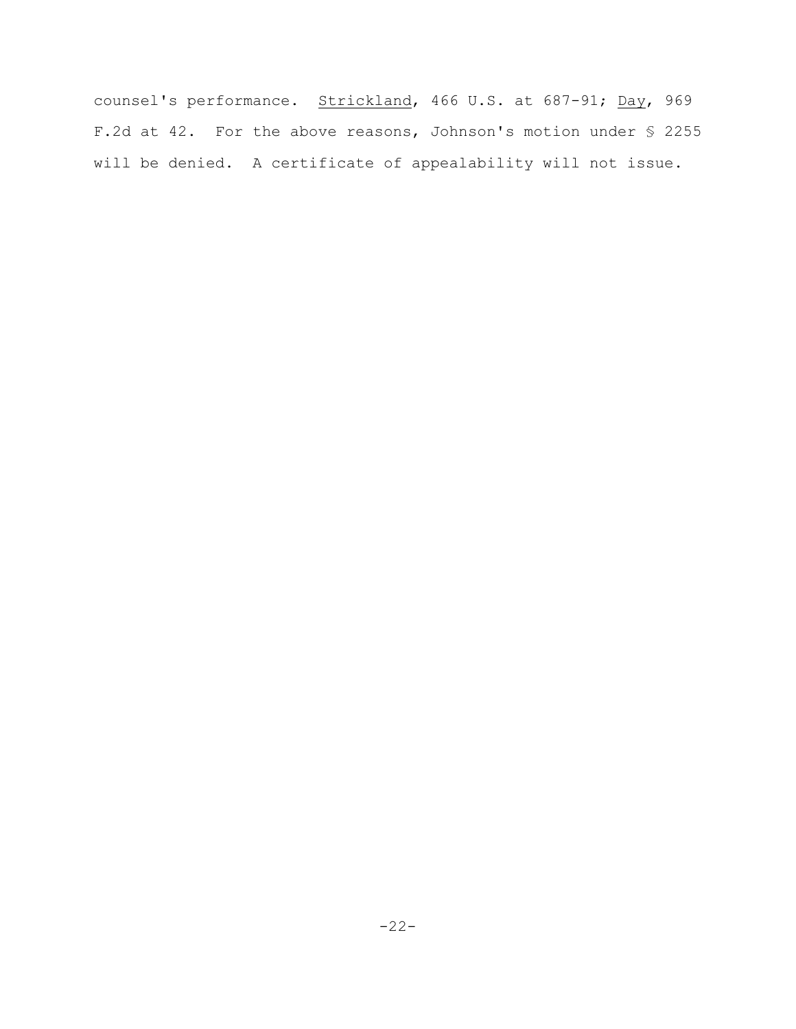counsel's performance. Strickland, 466 U.S. at 687-91; Day, 969 F.2d at 42. For the above reasons, Johnson's motion under § 2255 will be denied. A certificate of appealability will not issue.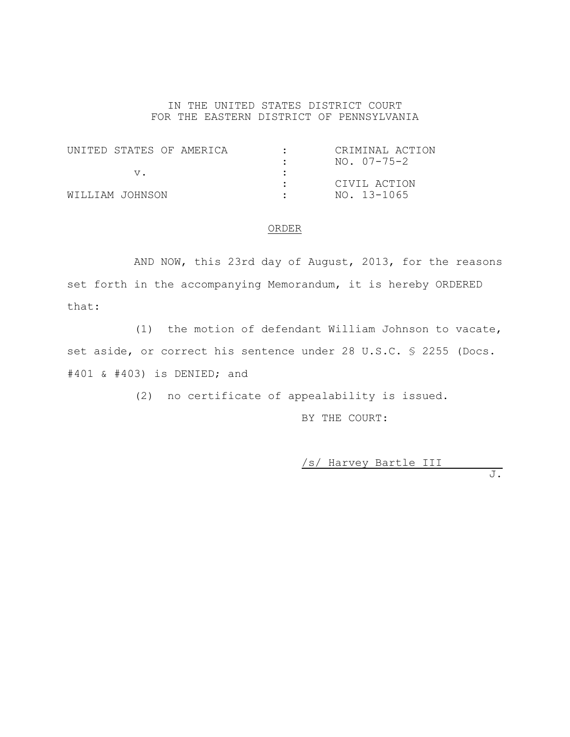IN THE UNITED STATES DISTRICT COURT
FOR THE EASTERN DISTRICT OF PENNSYLVANIA

| | | |
|---|---|---|
| UNITED STATES OF AMERICA | : | CRIMINAL ACTION |
| | : | NO. 07-75-2 |
| v. | : | |
| | : | CIVIL ACTION |
| WILLIAM JOHNSON | : | NO. 13-1065 |

## ORDER

AND NOW, this 23rd day of August, 2013, for the reasons set forth in the accompanying Memorandum, it is hereby ORDERED that:

(1) the motion of defendant William Johnson to vacate, set aside, or correct his sentence under 28 U.S.C. § 2255 (Docs. #401 & #403) is DENIED; and

(2) no certificate of appealability is issued.

BY THE COURT:

/s/ Harvey Bartle III
J.